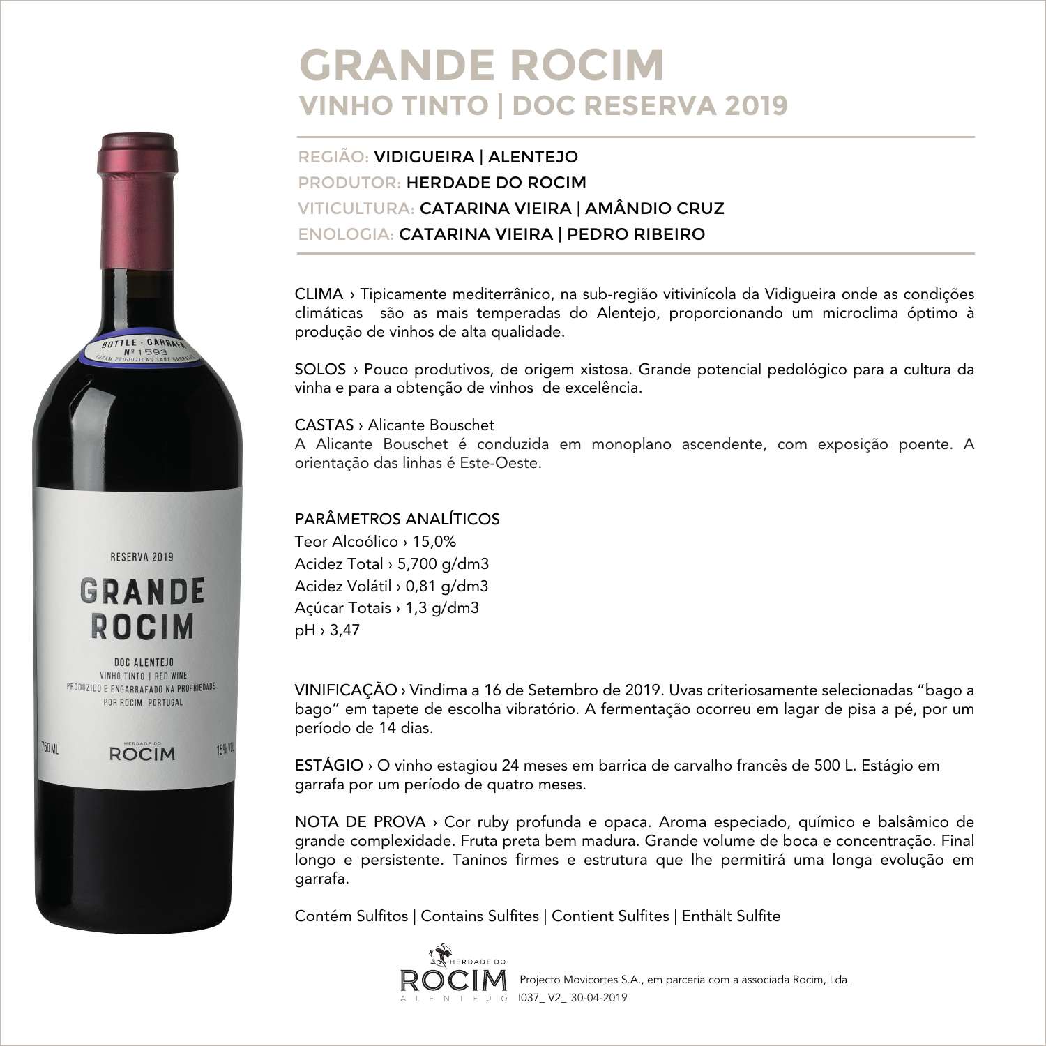# GRANDE ROCIM

## VINHO TINTO | DOC RESERVA 2019

REGIÃO: VIDIGUEIRA | ALENTEJO
PRODUTOR: HERDADE DO ROCIM
VITICULTURA: CATARINA VIEIRA | AMÂNDIO CRUZ
ENOLOGIA: CATARINA VIEIRA | PEDRO RIBEIRO

CLIMA › Tipicamente mediterrânico, na sub-região vitivinícola da Vidigueira onde as condições climáticas são as mais temperadas do Alentejo, proporcionando um microclima óptimo à produção de vinhos de alta qualidade.

SOLOS › Pouco produtivos, de origem xistosa. Grande potencial pedológico para a cultura da vinha e para a obtenção de vinhos de excelência.

CASTAS › Alicante Bouschet
A Alicante Bouschet é conduzida em monoplano ascendente, com exposição poente. A orientação das linhas é Este-Oeste.

PARÂMETROS ANALÍTICOS
Teor Alcoólico › 15,0%
Acidez Total › 5,700 g/dm3
Acidez Volátil › 0,81 g/dm3
Açúcar Totais › 1,3 g/dm3
pH › 3,47

VINIFICAÇÃO › Vindima a 16 de Setembro de 2019. Uvas criteriosamente selecionadas "bago a bago" em tapete de escolha vibratório. A fermentação ocorreu em lagar de pisa a pé, por um período de 14 dias.

ESTÁGIO › O vinho estagiou 24 meses em barrica de carvalho francês de 500 L. Estágio em garrafa por um período de quatro meses.

NOTA DE PROVA › Cor ruby profunda e opaca. Aroma especiado, químico e balsâmico de grande complexidade. Fruta preta bem madura. Grande volume de boca e concentração. Final longo e persistente. Taninos firmes e estrutura que lhe permitirá uma longa evolução em garrafa.

Contém Sulfitos | Contains Sulfites | Contient Sulfites | Enthält Sulfite

HERDADE DO ROCIM ALENTEJO

Projecto Movicortes S.A., em parceria com a associada Rocim, Lda.
I037_ V2_ 30-04-2019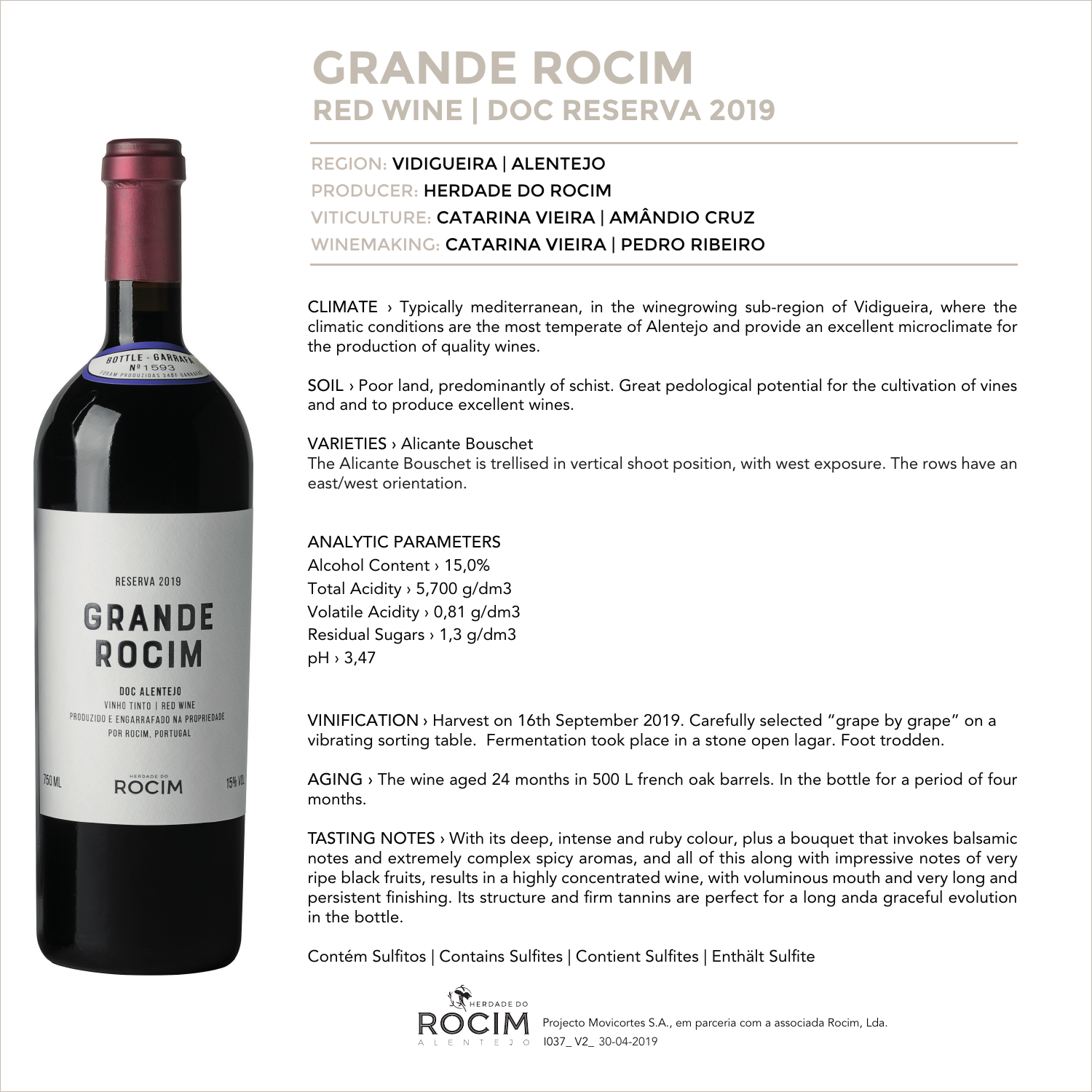# GRANDE ROCIM

## RED WINE | DOC RESERVA 2019

REGION: **VIDIGUEIRA | ALENTEJO**
PRODUCER: **HERDADE DO ROCIM**
VITICULTURE: **CATARINA VIEIRA | AMÂNDIO CRUZ**
WINEMAKING: **CATARINA VIEIRA | PEDRO RIBEIRO**

CLIMATE › Typically mediterranean, in the winegrowing sub-region of Vidigueira, where the climatic conditions are the most temperate of Alentejo and provide an excellent microclimate for the production of quality wines.

SOIL › Poor land, predominantly of schist. Great pedological potential for the cultivation of vines and and to produce excellent wines.

VARIETIES › Alicante Bouschet
The Alicante Bouschet is trellised in vertical shoot position, with west exposure. The rows have an east/west orientation.

ANALYTIC PARAMETERS
Alcohol Content › 15,0%
Total Acidity › 5,700 g/dm3
Volatile Acidity › 0,81 g/dm3
Residual Sugars › 1,3 g/dm3
pH › 3,47

VINIFICATION › Harvest on 16th September 2019. Carefully selected "grape by grape" on a vibrating sorting table. Fermentation took place in a stone open lagar. Foot trodden.

AGING › The wine aged 24 months in 500 L french oak barrels. In the bottle for a period of four months.

TASTING NOTES › With its deep, intense and ruby colour, plus a bouquet that invokes balsamic notes and extremely complex spicy aromas, and all of this along with impressive notes of very ripe black fruits, results in a highly concentrated wine, with voluminous mouth and very long and persistent finishing. Its structure and firm tannins are perfect for a long anda graceful evolution in the bottle.

Contém Sulfitos | Contains Sulfites | Contient Sulfites | Enthält Sulfite

Projecto Movicortes S.A., em parceria com a associada Rocim, Lda.
I037_ V2_ 30-04-2019